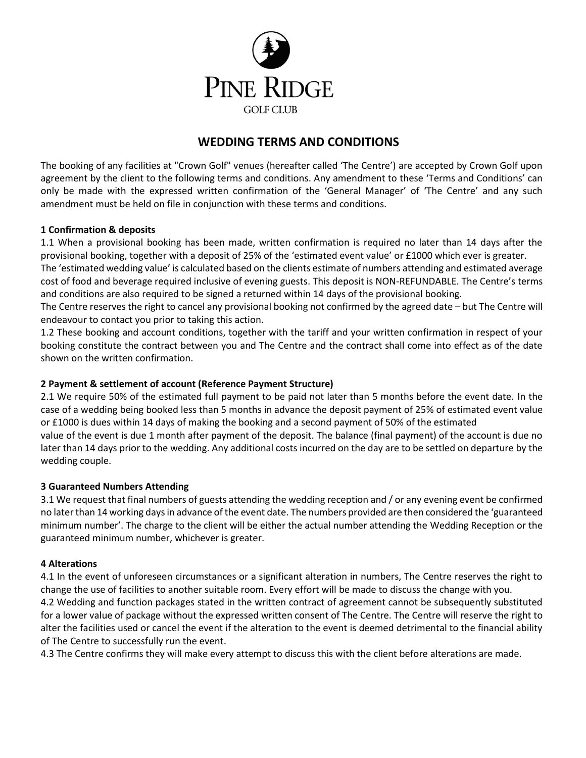# PINE RIDGE

GOLF CLUB

## WEDDING TERMS AND CONDITIONS

The booking of any facilities at "Crown Golf" venues (hereafter called 'The Centre') are accepted by Crown Golf upon agreement by the client to the following terms and conditions. Any amendment to these 'Terms and Conditions' can only be made with the expressed written confirmation of the 'General Manager' of 'The Centre' and any such amendment must be held on file in conjunction with these terms and conditions.

**1 Confirmation & deposits**

1.1 When a provisional booking has been made, written confirmation is required no later than 14 days after the provisional booking, together with a deposit of 25% of the 'estimated event value' or £1000 which ever is greater.

The 'estimated wedding value' is calculated based on the clients estimate of numbers attending and estimated average cost of food and beverage required inclusive of evening guests. This deposit is NON-REFUNDABLE. The Centre's terms and conditions are also required to be signed a returned within 14 days of the provisional booking.

The Centre reserves the right to cancel any provisional booking not confirmed by the agreed date – but The Centre will endeavour to contact you prior to taking this action.

1.2 These booking and account conditions, together with the tariff and your written confirmation in respect of your booking constitute the contract between you and The Centre and the contract shall come into effect as of the date shown on the written confirmation.

**2 Payment & settlement of account (Reference Payment Structure)**

2.1 We require 50% of the estimated full payment to be paid not later than 5 months before the event date. In the case of a wedding being booked less than 5 months in advance the deposit payment of 25% of estimated event value or £1000 is dues within 14 days of making the booking and a second payment of 50% of the estimated value of the event is due 1 month after payment of the deposit. The balance (final payment) of the account is due no later than 14 days prior to the wedding. Any additional costs incurred on the day are to be settled on departure by the wedding couple.

**3 Guaranteed Numbers Attending**

3.1 We request that final numbers of guests attending the wedding reception and / or any evening event be confirmed no later than 14 working days in advance of the event date. The numbers provided are then considered the 'guaranteed minimum number'. The charge to the client will be either the actual number attending the Wedding Reception or the guaranteed minimum number, whichever is greater.

**4 Alterations**

4.1 In the event of unforeseen circumstances or a significant alteration in numbers, The Centre reserves the right to change the use of facilities to another suitable room. Every effort will be made to discuss the change with you.

4.2 Wedding and function packages stated in the written contract of agreement cannot be subsequently substituted for a lower value of package without the expressed written consent of The Centre. The Centre will reserve the right to alter the facilities used or cancel the event if the alteration to the event is deemed detrimental to the financial ability of The Centre to successfully run the event.

4.3 The Centre confirms they will make every attempt to discuss this with the client before alterations are made.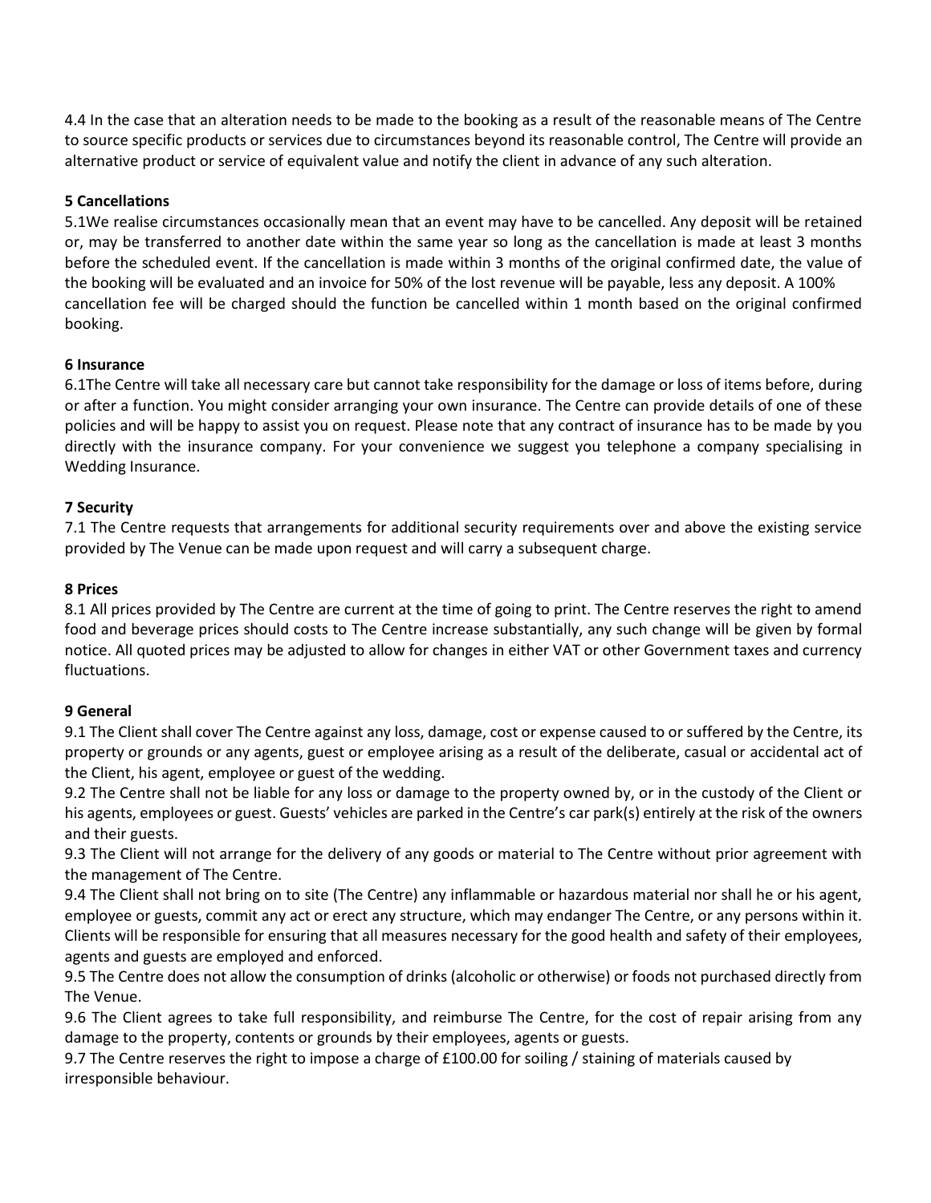4.4 In the case that an alteration needs to be made to the booking as a result of the reasonable means of The Centre to source specific products or services due to circumstances beyond its reasonable control, The Centre will provide an alternative product or service of equivalent value and notify the client in advance of any such alteration.

**5 Cancellations**

5.1We realise circumstances occasionally mean that an event may have to be cancelled. Any deposit will be retained or, may be transferred to another date within the same year so long as the cancellation is made at least 3 months before the scheduled event. If the cancellation is made within 3 months of the original confirmed date, the value of the booking will be evaluated and an invoice for 50% of the lost revenue will be payable, less any deposit. A 100% cancellation fee will be charged should the function be cancelled within 1 month based on the original confirmed booking.

**6 Insurance**

6.1The Centre will take all necessary care but cannot take responsibility for the damage or loss of items before, during or after a function. You might consider arranging your own insurance. The Centre can provide details of one of these policies and will be happy to assist you on request. Please note that any contract of insurance has to be made by you directly with the insurance company. For your convenience we suggest you telephone a company specialising in Wedding Insurance.

**7 Security**

7.1 The Centre requests that arrangements for additional security requirements over and above the existing service provided by The Venue can be made upon request and will carry a subsequent charge.

**8 Prices**

8.1 All prices provided by The Centre are current at the time of going to print. The Centre reserves the right to amend food and beverage prices should costs to The Centre increase substantially, any such change will be given by formal notice. All quoted prices may be adjusted to allow for changes in either VAT or other Government taxes and currency fluctuations.

**9 General**

9.1 The Client shall cover The Centre against any loss, damage, cost or expense caused to or suffered by the Centre, its property or grounds or any agents, guest or employee arising as a result of the deliberate, casual or accidental act of the Client, his agent, employee or guest of the wedding.

9.2 The Centre shall not be liable for any loss or damage to the property owned by, or in the custody of the Client or his agents, employees or guest. Guests' vehicles are parked in the Centre's car park(s) entirely at the risk of the owners and their guests.

9.3 The Client will not arrange for the delivery of any goods or material to The Centre without prior agreement with the management of The Centre.

9.4 The Client shall not bring on to site (The Centre) any inflammable or hazardous material nor shall he or his agent, employee or guests, commit any act or erect any structure, which may endanger The Centre, or any persons within it. Clients will be responsible for ensuring that all measures necessary for the good health and safety of their employees, agents and guests are employed and enforced.

9.5 The Centre does not allow the consumption of drinks (alcoholic or otherwise) or foods not purchased directly from The Venue.

9.6 The Client agrees to take full responsibility, and reimburse The Centre, for the cost of repair arising from any damage to the property, contents or grounds by their employees, agents or guests.

9.7 The Centre reserves the right to impose a charge of £100.00 for soiling / staining of materials caused by irresponsible behaviour.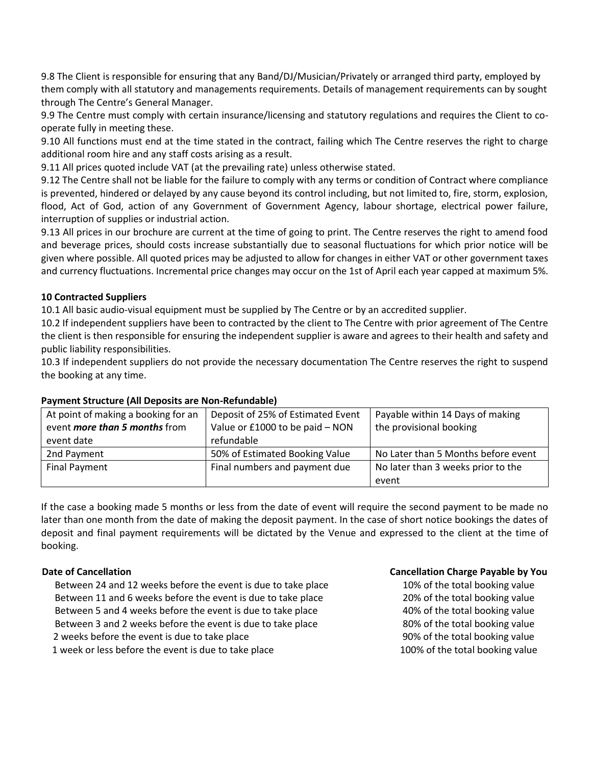9.8 The Client is responsible for ensuring that any Band/DJ/Musician/Privately or arranged third party, employed by them comply with all statutory and managements requirements. Details of management requirements can by sought through The Centre's General Manager.

9.9 The Centre must comply with certain insurance/licensing and statutory regulations and requires the Client to co-operate fully in meeting these.

9.10 All functions must end at the time stated in the contract, failing which The Centre reserves the right to charge additional room hire and any staff costs arising as a result.

9.11 All prices quoted include VAT (at the prevailing rate) unless otherwise stated.

9.12 The Centre shall not be liable for the failure to comply with any terms or condition of Contract where compliance is prevented, hindered or delayed by any cause beyond its control including, but not limited to, fire, storm, explosion, flood, Act of God, action of any Government of Government Agency, labour shortage, electrical power failure, interruption of supplies or industrial action.

9.13 All prices in our brochure are current at the time of going to print. The Centre reserves the right to amend food and beverage prices, should costs increase substantially due to seasonal fluctuations for which prior notice will be given where possible. All quoted prices may be adjusted to allow for changes in either VAT or other government taxes and currency fluctuations. Incremental price changes may occur on the 1st of April each year capped at maximum 5%.

**10 Contracted Suppliers**

10.1 All basic audio-visual equipment must be supplied by The Centre or by an accredited supplier.

10.2 If independent suppliers have been to contracted by the client to The Centre with prior agreement of The Centre the client is then responsible for ensuring the independent supplier is aware and agrees to their health and safety and public liability responsibilities.

10.3 If independent suppliers do not provide the necessary documentation The Centre reserves the right to suspend the booking at any time.

**Payment Structure (All Deposits are Non-Refundable)**

| | | |
|---|---|---|
| At point of making a booking for an event ***more than 5 months*** from event date | Deposit of 25% of Estimated Event Value or £1000 to be paid – NON refundable | Payable within 14 Days of making the provisional booking |
| 2nd Payment | 50% of Estimated Booking Value | No Later than 5 Months before event |
| Final Payment | Final numbers and payment due | No later than 3 weeks prior to the event |

If the case a booking made 5 months or less from the date of event will require the second payment to be made no later than one month from the date of making the deposit payment. In the case of short notice bookings the dates of deposit and final payment requirements will be dictated by the Venue and expressed to the client at the time of booking.

| **Date of Cancellation** | **Cancellation Charge Payable by You** |
|---|---|
| Between 24 and 12 weeks before the event is due to take place | 10% of the total booking value |
| Between 11 and 6 weeks before the event is due to take place | 20% of the total booking value |
| Between 5 and 4 weeks before the event is due to take place | 40% of the total booking value |
| Between 3 and 2 weeks before the event is due to take place | 80% of the total booking value |
| 2 weeks before the event is due to take place | 90% of the total booking value |
| 1 week or less before the event is due to take place | 100% of the total booking value |